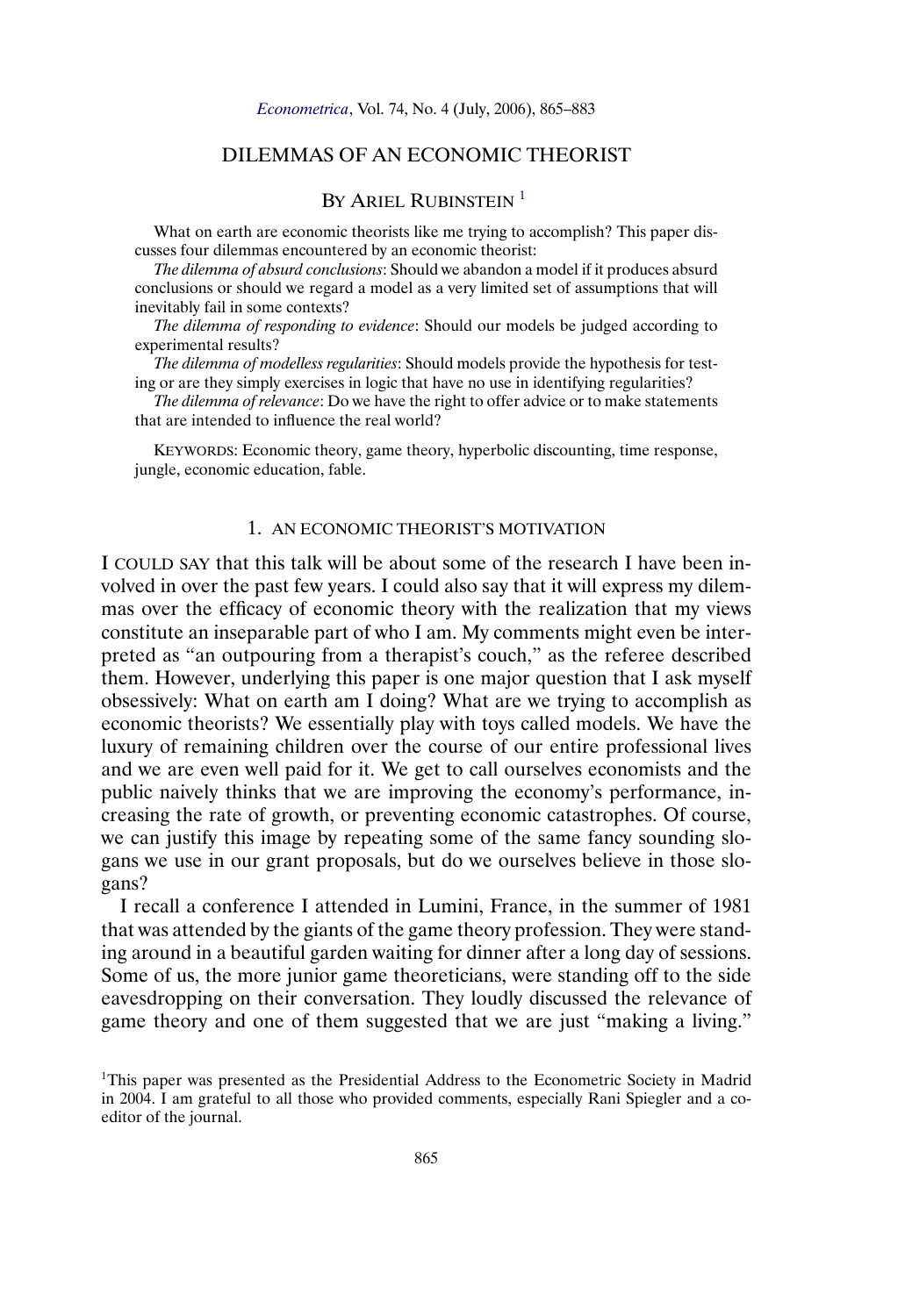# DILEMMAS OF AN ECONOMIC THEORIST

BY ARIEL RUBINSTEIN [1]

What on earth are economic theorists like me trying to accomplish? This paper discusses four dilemmas encountered by an economic theorist:

*The dilemma of absurd conclusions*: Should we abandon a model if it produces absurd conclusions or should we regard a model as a very limited set of assumptions that will inevitably fail in some contexts?

*The dilemma of responding to evidence*: Should our models be judged according to experimental results?

*The dilemma of modelless regularities*: Should models provide the hypothesis for testing or are they simply exercises in logic that have no use in identifying regularities?

*The dilemma of relevance*: Do we have the right to offer advice or to make statements that are intended to influence the real world?

KEYWORDS: Economic theory, game theory, hyperbolic discounting, time response, jungle, economic education, fable.

## 1. AN ECONOMIC THEORIST'S MOTIVATION

I COULD SAY that this talk will be about some of the research I have been involved in over the past few years. I could also say that it will express my dilemmas over the efficacy of economic theory with the realization that my views constitute an inseparable part of who I am. My comments might even be interpreted as "an outpouring from a therapist's couch," as the referee described them. However, underlying this paper is one major question that I ask myself obsessively: What on earth am I doing? What are we trying to accomplish as economic theorists? We essentially play with toys called models. We have the luxury of remaining children over the course of our entire professional lives and we are even well paid for it. We get to call ourselves economists and the public naively thinks that we are improving the economy's performance, increasing the rate of growth, or preventing economic catastrophes. Of course, we can justify this image by repeating some of the same fancy sounding slogans we use in our grant proposals, but do we ourselves believe in those slogans?

I recall a conference I attended in Lumini, France, in the summer of 1981 that was attended by the giants of the game theory profession. They were standing around in a beautiful garden waiting for dinner after a long day of sessions. Some of us, the more junior game theoreticians, were standing off to the side eavesdropping on their conversation. They loudly discussed the relevance of game theory and one of them suggested that we are just "making a living."

[1] This paper was presented as the Presidential Address to the Econometric Society in Madrid in 2004. I am grateful to all those who provided comments, especially Rani Spiegler and a coeditor of the journal.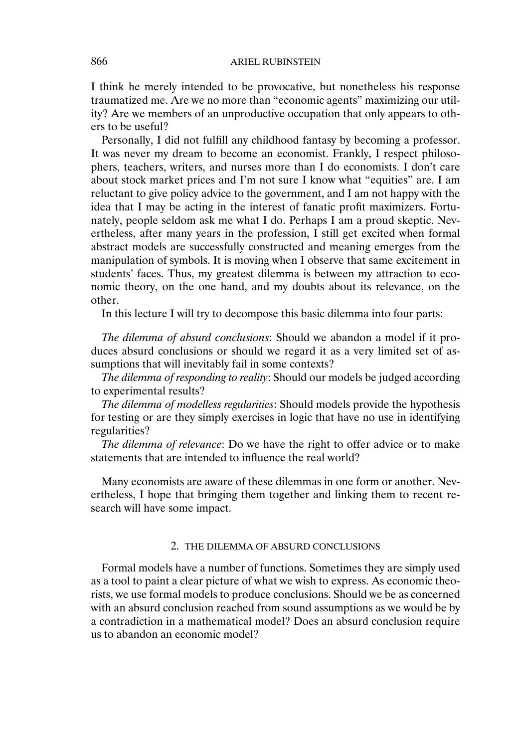I think he merely intended to be provocative, but nonetheless his response traumatized me. Are we no more than "economic agents" maximizing our utility? Are we members of an unproductive occupation that only appears to others to be useful?

Personally, I did not fulfill any childhood fantasy by becoming a professor. It was never my dream to become an economist. Frankly, I respect philosophers, teachers, writers, and nurses more than I do economists. I don't care about stock market prices and I'm not sure I know what "equities" are. I am reluctant to give policy advice to the government, and I am not happy with the idea that I may be acting in the interest of fanatic profit maximizers. Fortunately, people seldom ask me what I do. Perhaps I am a proud skeptic. Nevertheless, after many years in the profession, I still get excited when formal abstract models are successfully constructed and meaning emerges from the manipulation of symbols. It is moving when I observe that same excitement in students' faces. Thus, my greatest dilemma is between my attraction to economic theory, on the one hand, and my doubts about its relevance, on the other.

In this lecture I will try to decompose this basic dilemma into four parts:

*The dilemma of absurd conclusions*: Should we abandon a model if it produces absurd conclusions or should we regard it as a very limited set of assumptions that will inevitably fail in some contexts?

*The dilemma of responding to reality*: Should our models be judged according to experimental results?

*The dilemma of modelless regularities*: Should models provide the hypothesis for testing or are they simply exercises in logic that have no use in identifying regularities?

*The dilemma of relevance*: Do we have the right to offer advice or to make statements that are intended to influence the real world?

Many economists are aware of these dilemmas in one form or another. Nevertheless, I hope that bringing them together and linking them to recent research will have some impact.

## 2. THE DILEMMA OF ABSURD CONCLUSIONS

Formal models have a number of functions. Sometimes they are simply used as a tool to paint a clear picture of what we wish to express. As economic theorists, we use formal models to produce conclusions. Should we be as concerned with an absurd conclusion reached from sound assumptions as we would be by a contradiction in a mathematical model? Does an absurd conclusion require us to abandon an economic model?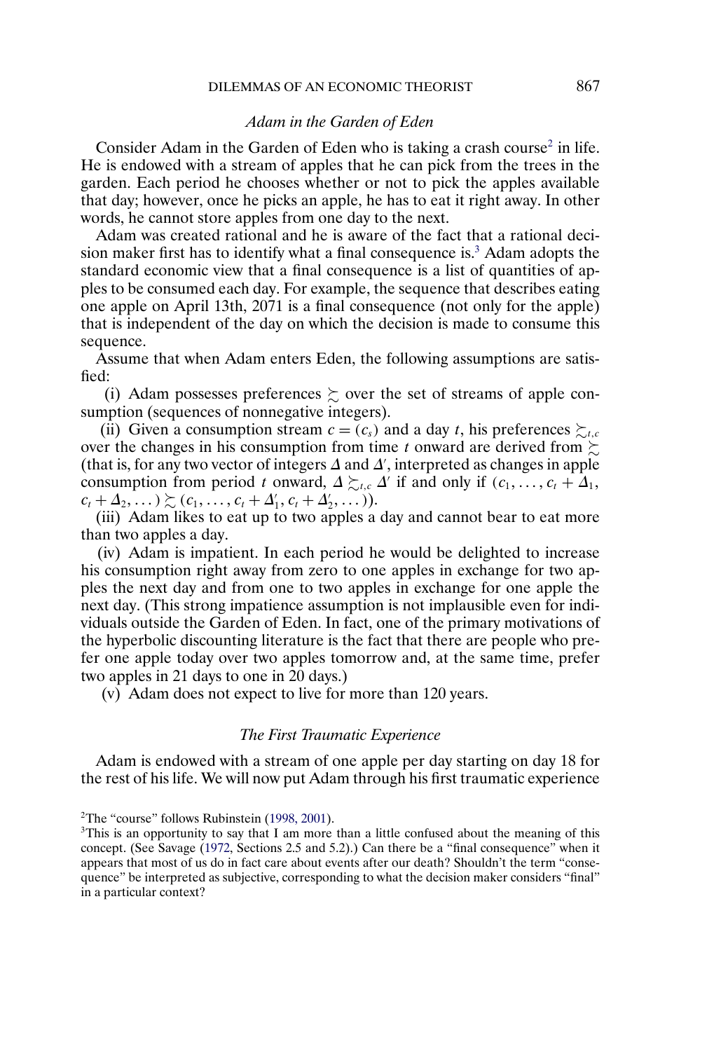### *Adam in the Garden of Eden*

Consider Adam in the Garden of Eden who is taking a crash course[2] in life. He is endowed with a stream of apples that he can pick from the trees in the garden. Each period he chooses whether or not to pick the apples available that day; however, once he picks an apple, he has to eat it right away. In other words, he cannot store apples from one day to the next.

Adam was created rational and he is aware of the fact that a rational decision maker first has to identify what a final consequence is.[3] Adam adopts the standard economic view that a final consequence is a list of quantities of apples to be consumed each day. For example, the sequence that describes eating one apple on April 13th, 2071 is a final consequence (not only for the apple) that is independent of the day on which the decision is made to consume this sequence.

Assume that when Adam enters Eden, the following assumptions are satisfied:

(i) Adam possesses preferences $\succsim$ over the set of streams of apple consumption (sequences of nonnegative integers).

(ii) Given a consumption stream $c = (c_s)$ and a day $t$, his preferences $\succsim_{t,c}$ over the changes in his consumption from time $t$ onward are derived from $\succsim$ (that is, for any two vector of integers $\Delta$ and $\Delta'$, interpreted as changes in apple consumption from period $t$ onward, $\Delta \succsim_{t,c} \Delta'$ if and only if $(c_1, \ldots, c_t + \Delta_1, c_t + \Delta_2, \ldots) \succsim (c_1, \ldots, c_t + \Delta'_1, c_t + \Delta'_2, \ldots)$).

(iii) Adam likes to eat up to two apples a day and cannot bear to eat more than two apples a day.

(iv) Adam is impatient. In each period he would be delighted to increase his consumption right away from zero to one apples in exchange for two apples the next day and from one to two apples in exchange for one apple the next day. (This strong impatience assumption is not implausible even for individuals outside the Garden of Eden. In fact, one of the primary motivations of the hyperbolic discounting literature is the fact that there are people who prefer one apple today over two apples tomorrow and, at the same time, prefer two apples in 21 days to one in 20 days.)

(v) Adam does not expect to live for more than 120 years.

### *The First Traumatic Experience*

Adam is endowed with a stream of one apple per day starting on day 18 for the rest of his life. We will now put Adam through his first traumatic experience

[2]The "course" follows Rubinstein (1998, 2001).

[3]This is an opportunity to say that I am more than a little confused about the meaning of this concept. (See Savage (1972, Sections 2.5 and 5.2).) Can there be a "final consequence" when it appears that most of us do in fact care about events after our death? Shouldn't the term "consequence" be interpreted as subjective, corresponding to what the decision maker considers "final" in a particular context?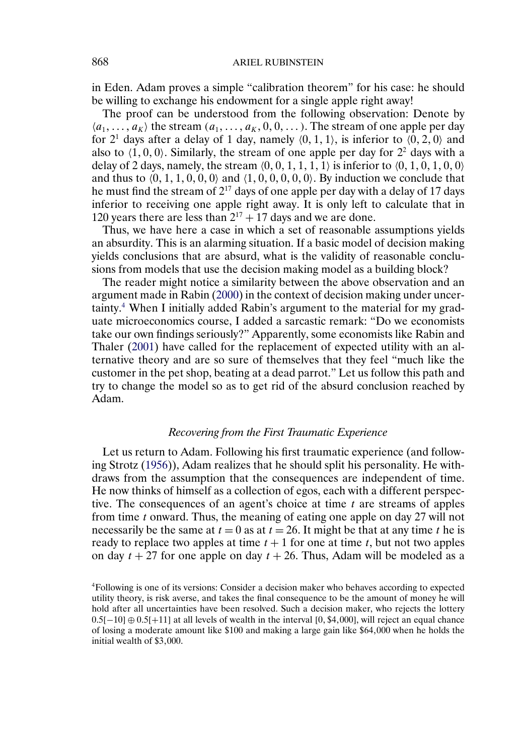in Eden. Adam proves a simple "calibration theorem" for his case: he should be willing to exchange his endowment for a single apple right away!

The proof can be understood from the following observation: Denote by $\langle a_1, \dots, a_K \rangle$ the stream $(a_1, \dots, a_K, 0, 0, \dots)$. The stream of one apple per day for $2^1$ days after a delay of 1 day, namely $\langle 0, 1, 1 \rangle$, is inferior to $\langle 0, 2, 0 \rangle$ and also to $\langle 1, 0, 0 \rangle$. Similarly, the stream of one apple per day for $2^2$ days with a delay of 2 days, namely, the stream $\langle 0, 0, 1, 1, 1, 1 \rangle$ is inferior to $\langle 0, 1, 0, 1, 0, 0 \rangle$ and thus to $\langle 0, 1, 1, 0, 0, 0 \rangle$ and $\langle 1, 0, 0, 0, 0, 0 \rangle$. By induction we conclude that he must find the stream of $2^{17}$ days of one apple per day with a delay of 17 days inferior to receiving one apple right away. It is only left to calculate that in 120 years there are less than $2^{17} + 17$ days and we are done.

Thus, we have here a case in which a set of reasonable assumptions yields an absurdity. This is an alarming situation. If a basic model of decision making yields conclusions that are absurd, what is the validity of reasonable conclusions from models that use the decision making model as a building block?

The reader might notice a similarity between the above observation and an argument made in Rabin (2000) in the context of decision making under uncertainty.[4] When I initially added Rabin's argument to the material for my graduate microeconomics course, I added a sarcastic remark: "Do we economists take our own findings seriously?" Apparently, some economists like Rabin and Thaler (2001) have called for the replacement of expected utility with an alternative theory and are so sure of themselves that they feel "much like the customer in the pet shop, beating at a dead parrot." Let us follow this path and try to change the model so as to get rid of the absurd conclusion reached by Adam.

### *Recovering from the First Traumatic Experience*

Let us return to Adam. Following his first traumatic experience (and following Strotz (1956)), Adam realizes that he should split his personality. He withdraws from the assumption that the consequences are independent of time. He now thinks of himself as a collection of egos, each with a different perspective. The consequences of an agent's choice at time $t$ are streams of apples from time $t$ onward. Thus, the meaning of eating one apple on day 27 will not necessarily be the same at $t = 0$ as at $t = 26$. It might be that at any time $t$ he is ready to replace two apples at time $t + 1$ for one at time $t$, but not two apples on day $t + 27$ for one apple on day $t + 26$. Thus, Adam will be modeled as a

[4]Following is one of its versions: Consider a decision maker who behaves according to expected utility theory, is risk averse, and takes the final consequence to be the amount of money he will hold after all uncertainties have been resolved. Such a decision maker, who rejects the lottery $0.5[-10] \oplus 0.5[+11]$ at all levels of wealth in the interval [0, \$4,000], will reject an equal chance of losing a moderate amount like \$100 and making a large gain like \$64,000 when he holds the initial wealth of \$3,000.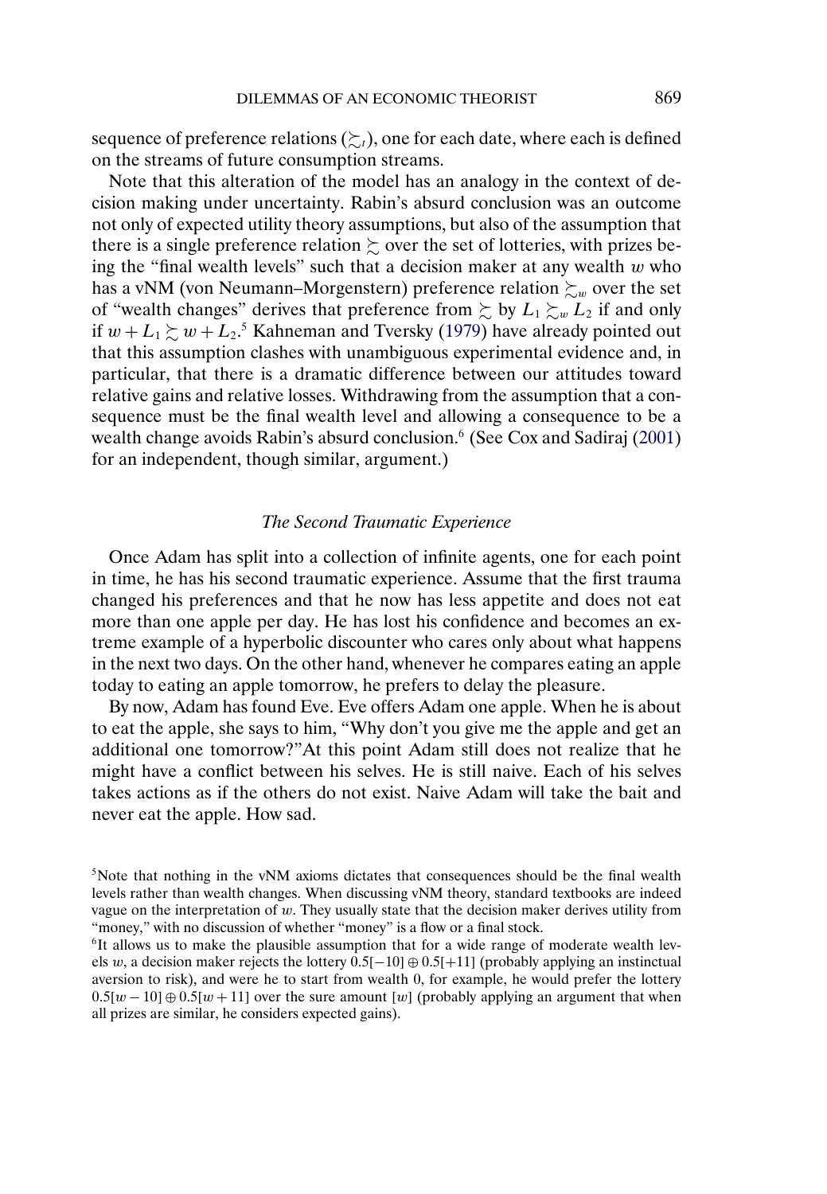sequence of preference relations ($\succsim_t$), one for each date, where each is defined on the streams of future consumption streams.

Note that this alteration of the model has an analogy in the context of decision making under uncertainty. Rabin's absurd conclusion was an outcome not only of expected utility theory assumptions, but also of the assumption that there is a single preference relation $\succsim$ over the set of lotteries, with prizes being the "final wealth levels" such that a decision maker at any wealth $w$ who has a vNM (von Neumann–Morgenstern) preference relation $\succsim_w$ over the set of "wealth changes" derives that preference from $\succsim$ by $L_1 \succsim_w L_2$ if and only if $w + L_1 \succsim w + L_2$.[5] Kahneman and Tversky (1979) have already pointed out that this assumption clashes with unambiguous experimental evidence and, in particular, that there is a dramatic difference between our attitudes toward relative gains and relative losses. Withdrawing from the assumption that a consequence must be the final wealth level and allowing a consequence to be a wealth change avoids Rabin's absurd conclusion.[6] (See Cox and Sadiraj (2001) for an independent, though similar, argument.)

### *The Second Traumatic Experience*

Once Adam has split into a collection of infinite agents, one for each point in time, he has his second traumatic experience. Assume that the first trauma changed his preferences and that he now has less appetite and does not eat more than one apple per day. He has lost his confidence and becomes an extreme example of a hyperbolic discounter who cares only about what happens in the next two days. On the other hand, whenever he compares eating an apple today to eating an apple tomorrow, he prefers to delay the pleasure.

By now, Adam has found Eve. Eve offers Adam one apple. When he is about to eat the apple, she says to him, "Why don't you give me the apple and get an additional one tomorrow?"At this point Adam still does not realize that he might have a conflict between his selves. He is still naive. Each of his selves takes actions as if the others do not exist. Naive Adam will take the bait and never eat the apple. How sad.

[5]Note that nothing in the vNM axioms dictates that consequences should be the final wealth levels rather than wealth changes. When discussing vNM theory, standard textbooks are indeed vague on the interpretation of $w$. They usually state that the decision maker derives utility from "money," with no discussion of whether "money" is a flow or a final stock.

[6]It allows us to make the plausible assumption that for a wide range of moderate wealth levels $w$, a decision maker rejects the lottery $0.5[-10] \oplus 0.5[+11]$ (probably applying an instinctual aversion to risk), and were he to start from wealth 0, for example, he would prefer the lottery $0.5[w - 10] \oplus 0.5[w + 11]$ over the sure amount $[w]$ (probably applying an argument that when all prizes are similar, he considers expected gains).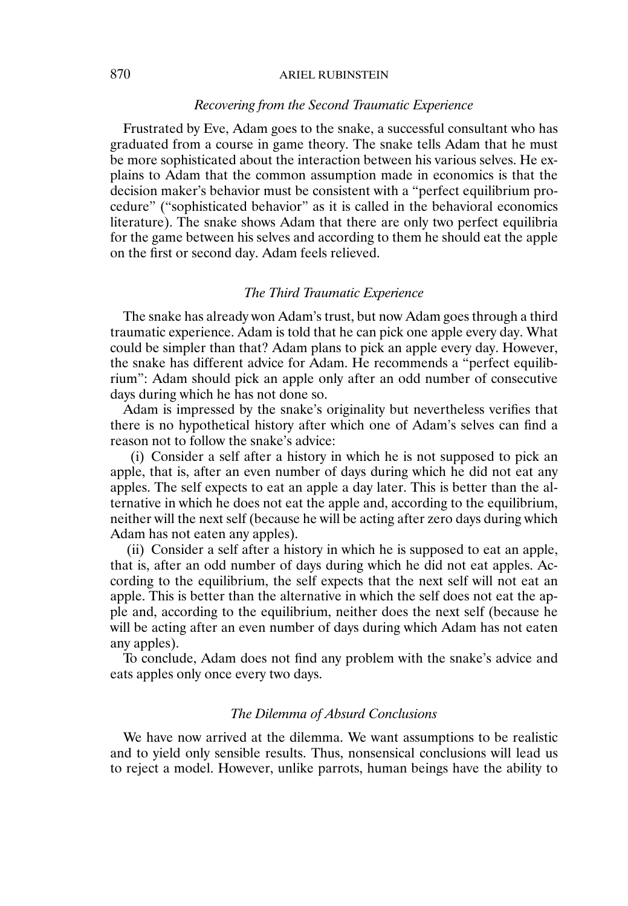### *Recovering from the Second Traumatic Experience*

Frustrated by Eve, Adam goes to the snake, a successful consultant who has graduated from a course in game theory. The snake tells Adam that he must be more sophisticated about the interaction between his various selves. He explains to Adam that the common assumption made in economics is that the decision maker's behavior must be consistent with a "perfect equilibrium procedure" ("sophisticated behavior" as it is called in the behavioral economics literature). The snake shows Adam that there are only two perfect equilibria for the game between his selves and according to them he should eat the apple on the first or second day. Adam feels relieved.

### *The Third Traumatic Experience*

The snake has already won Adam's trust, but now Adam goes through a third traumatic experience. Adam is told that he can pick one apple every day. What could be simpler than that? Adam plans to pick an apple every day. However, the snake has different advice for Adam. He recommends a "perfect equilibrium": Adam should pick an apple only after an odd number of consecutive days during which he has not done so.

Adam is impressed by the snake's originality but nevertheless verifies that there is no hypothetical history after which one of Adam's selves can find a reason not to follow the snake's advice:

(i) Consider a self after a history in which he is not supposed to pick an apple, that is, after an even number of days during which he did not eat any apples. The self expects to eat an apple a day later. This is better than the alternative in which he does not eat the apple and, according to the equilibrium, neither will the next self (because he will be acting after zero days during which Adam has not eaten any apples).

(ii) Consider a self after a history in which he is supposed to eat an apple, that is, after an odd number of days during which he did not eat apples. According to the equilibrium, the self expects that the next self will not eat an apple. This is better than the alternative in which the self does not eat the apple and, according to the equilibrium, neither does the next self (because he will be acting after an even number of days during which Adam has not eaten any apples).

To conclude, Adam does not find any problem with the snake's advice and eats apples only once every two days.

### *The Dilemma of Absurd Conclusions*

We have now arrived at the dilemma. We want assumptions to be realistic and to yield only sensible results. Thus, nonsensical conclusions will lead us to reject a model. However, unlike parrots, human beings have the ability to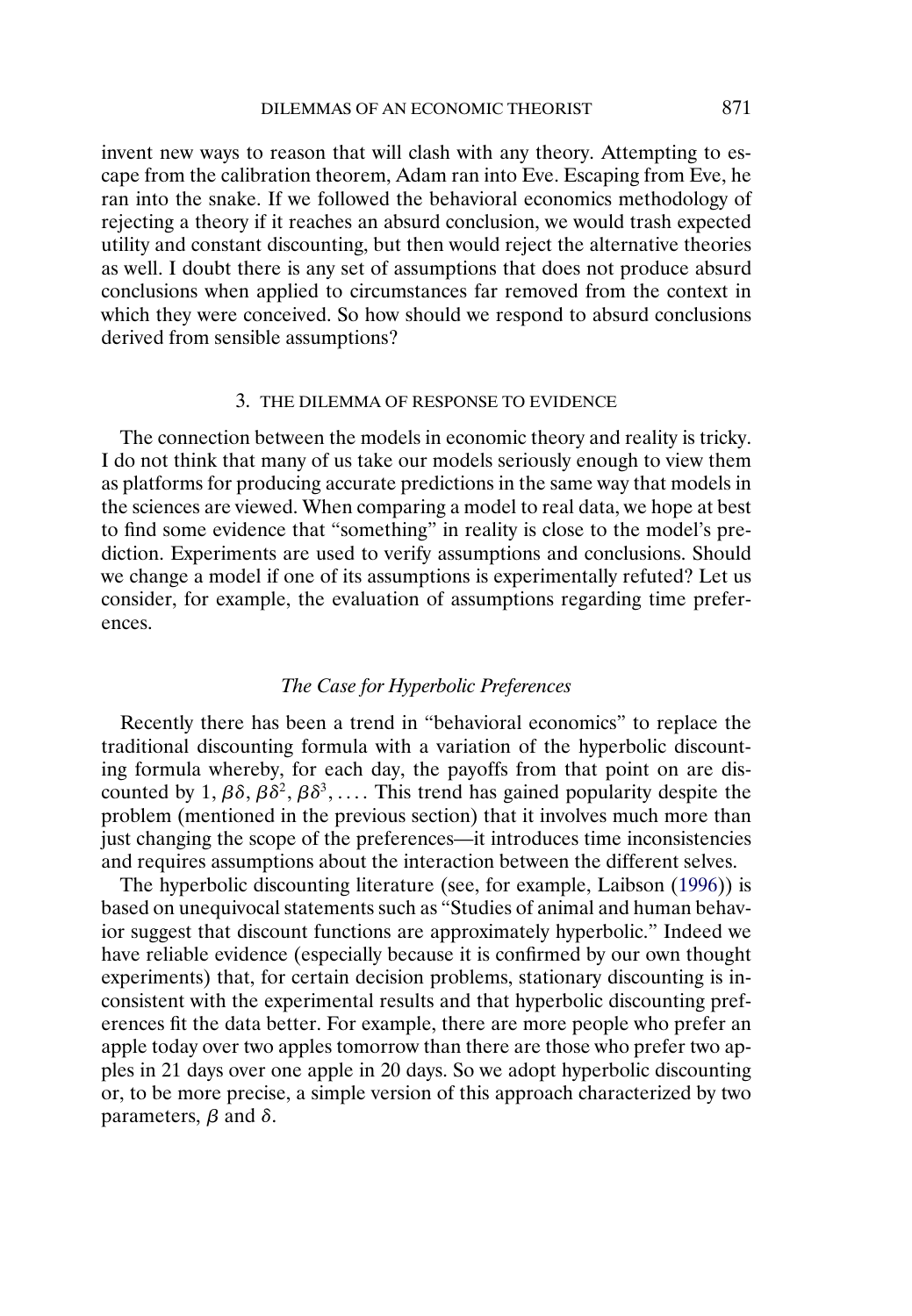invent new ways to reason that will clash with any theory. Attempting to escape from the calibration theorem, Adam ran into Eve. Escaping from Eve, he ran into the snake. If we followed the behavioral economics methodology of rejecting a theory if it reaches an absurd conclusion, we would trash expected utility and constant discounting, but then would reject the alternative theories as well. I doubt there is any set of assumptions that does not produce absurd conclusions when applied to circumstances far removed from the context in which they were conceived. So how should we respond to absurd conclusions derived from sensible assumptions?

## 3. THE DILEMMA OF RESPONSE TO EVIDENCE

The connection between the models in economic theory and reality is tricky. I do not think that many of us take our models seriously enough to view them as platforms for producing accurate predictions in the same way that models in the sciences are viewed. When comparing a model to real data, we hope at best to find some evidence that "something" in reality is close to the model's prediction. Experiments are used to verify assumptions and conclusions. Should we change a model if one of its assumptions is experimentally refuted? Let us consider, for example, the evaluation of assumptions regarding time preferences.

### *The Case for Hyperbolic Preferences*

Recently there has been a trend in "behavioral economics" to replace the traditional discounting formula with a variation of the hyperbolic discounting formula whereby, for each day, the payoffs from that point on are discounted by $1, \beta\delta, \beta\delta^2, \beta\delta^3, \ldots$. This trend has gained popularity despite the problem (mentioned in the previous section) that it involves much more than just changing the scope of the preferences—it introduces time inconsistencies and requires assumptions about the interaction between the different selves.

The hyperbolic discounting literature (see, for example, Laibson (1996)) is based on unequivocal statements such as "Studies of animal and human behavior suggest that discount functions are approximately hyperbolic." Indeed we have reliable evidence (especially because it is confirmed by our own thought experiments) that, for certain decision problems, stationary discounting is inconsistent with the experimental results and that hyperbolic discounting preferences fit the data better. For example, there are more people who prefer an apple today over two apples tomorrow than there are those who prefer two apples in 21 days over one apple in 20 days. So we adopt hyperbolic discounting or, to be more precise, a simple version of this approach characterized by two parameters, $\beta$ and $\delta$.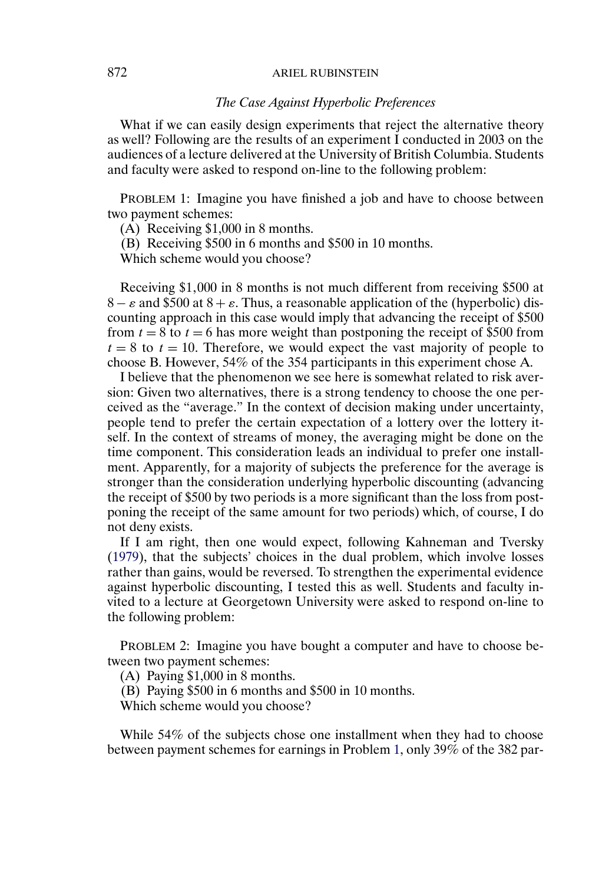*The Case Against Hyperbolic Preferences*

What if we can easily design experiments that reject the alternative theory as well? Following are the results of an experiment I conducted in 2003 on the audiences of a lecture delivered at the University of British Columbia. Students and faculty were asked to respond on-line to the following problem:

PROBLEM 1: Imagine you have finished a job and have to choose between two payment schemes:

(A) Receiving \$1,000 in 8 months.

(B) Receiving \$500 in 6 months and \$500 in 10 months.

Which scheme would you choose?

Receiving \$1,000 in 8 months is not much different from receiving \$500 at $8 - \varepsilon$ and \$500 at $8 + \varepsilon$. Thus, a reasonable application of the (hyperbolic) discounting approach in this case would imply that advancing the receipt of \$500 from $t = 8$ to $t = 6$ has more weight than postponing the receipt of \$500 from $t = 8$ to $t = 10$. Therefore, we would expect the vast majority of people to choose B. However, 54% of the 354 participants in this experiment chose A.

I believe that the phenomenon we see here is somewhat related to risk aversion: Given two alternatives, there is a strong tendency to choose the one perceived as the "average." In the context of decision making under uncertainty, people tend to prefer the certain expectation of a lottery over the lottery itself. In the context of streams of money, the averaging might be done on the time component. This consideration leads an individual to prefer one installment. Apparently, for a majority of subjects the preference for the average is stronger than the consideration underlying hyperbolic discounting (advancing the receipt of \$500 by two periods is a more significant than the loss from postponing the receipt of the same amount for two periods) which, of course, I do not deny exists.

If I am right, then one would expect, following Kahneman and Tversky (1979), that the subjects' choices in the dual problem, which involve losses rather than gains, would be reversed. To strengthen the experimental evidence against hyperbolic discounting, I tested this as well. Students and faculty invited to a lecture at Georgetown University were asked to respond on-line to the following problem:

PROBLEM 2: Imagine you have bought a computer and have to choose between two payment schemes:

(A) Paying \$1,000 in 8 months.

(B) Paying \$500 in 6 months and \$500 in 10 months.

Which scheme would you choose?

While 54% of the subjects chose one installment when they had to choose between payment schemes for earnings in Problem 1, only 39% of the 382 par-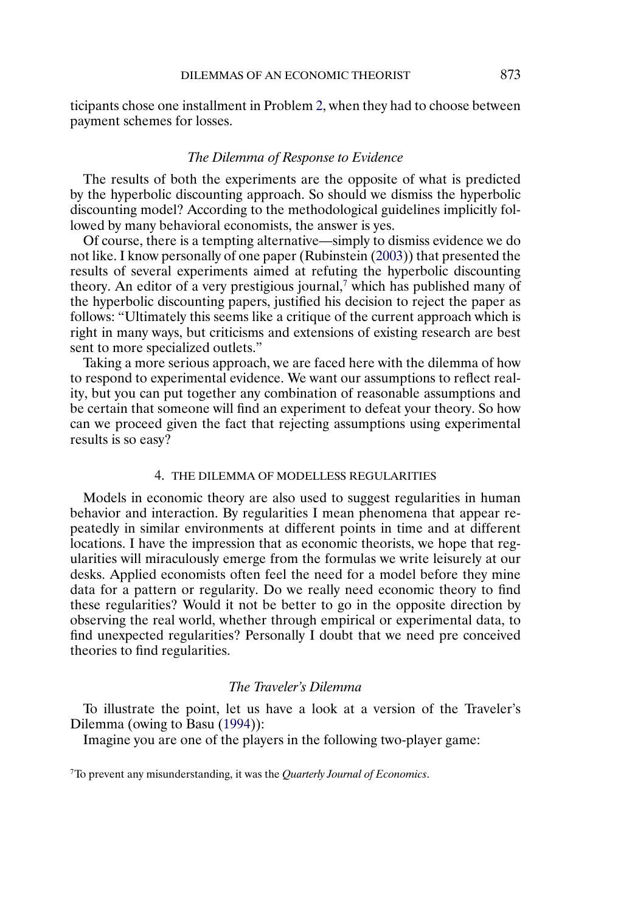ticipants chose one installment in Problem 2, when they had to choose between payment schemes for losses.

### *The Dilemma of Response to Evidence*

The results of both the experiments are the opposite of what is predicted by the hyperbolic discounting approach. So should we dismiss the hyperbolic discounting model? According to the methodological guidelines implicitly followed by many behavioral economists, the answer is yes.

Of course, there is a tempting alternative—simply to dismiss evidence we do not like. I know personally of one paper (Rubinstein (2003)) that presented the results of several experiments aimed at refuting the hyperbolic discounting theory. An editor of a very prestigious journal,[7] which has published many of the hyperbolic discounting papers, justified his decision to reject the paper as follows: "Ultimately this seems like a critique of the current approach which is right in many ways, but criticisms and extensions of existing research are best sent to more specialized outlets."

Taking a more serious approach, we are faced here with the dilemma of how to respond to experimental evidence. We want our assumptions to reflect reality, but you can put together any combination of reasonable assumptions and be certain that someone will find an experiment to defeat your theory. So how can we proceed given the fact that rejecting assumptions using experimental results is so easy?

## 4. THE DILEMMA OF MODELLESS REGULARITIES

Models in economic theory are also used to suggest regularities in human behavior and interaction. By regularities I mean phenomena that appear repeatedly in similar environments at different points in time and at different locations. I have the impression that as economic theorists, we hope that regularities will miraculously emerge from the formulas we write leisurely at our desks. Applied economists often feel the need for a model before they mine data for a pattern or regularity. Do we really need economic theory to find these regularities? Would it not be better to go in the opposite direction by observing the real world, whether through empirical or experimental data, to find unexpected regularities? Personally I doubt that we need pre conceived theories to find regularities.

### *The Traveler's Dilemma*

To illustrate the point, let us have a look at a version of the Traveler's Dilemma (owing to Basu (1994)):

Imagine you are one of the players in the following two-player game:

[7] To prevent any misunderstanding, it was the *Quarterly Journal of Economics*.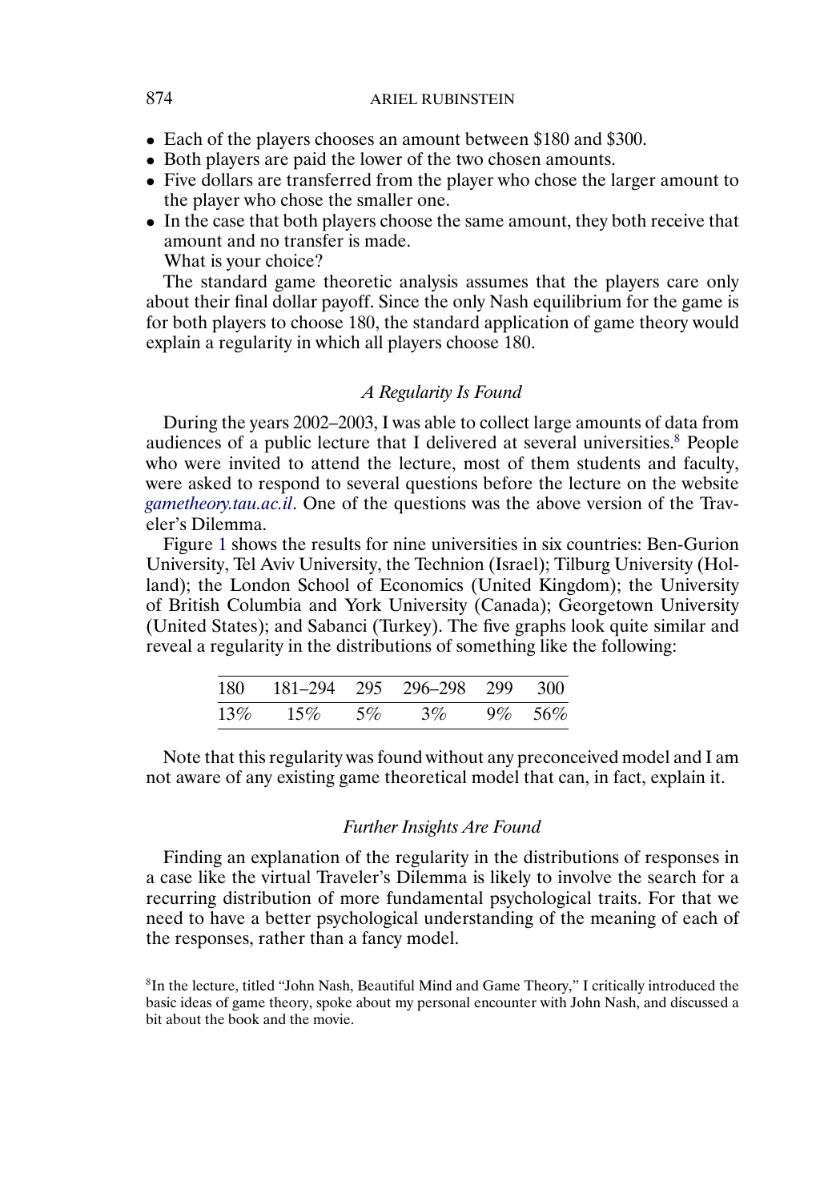- Each of the players chooses an amount between \$180 and \$300.
- Both players are paid the lower of the two chosen amounts.
- Five dollars are transferred from the player who chose the larger amount to the player who chose the smaller one.
- In the case that both players choose the same amount, they both receive that amount and no transfer is made.

What is your choice?

The standard game theoretic analysis assumes that the players care only about their final dollar payoff. Since the only Nash equilibrium for the game is for both players to choose 180, the standard application of game theory would explain a regularity in which all players choose 180.

### *A Regularity Is Found*

During the years 2002–2003, I was able to collect large amounts of data from audiences of a public lecture that I delivered at several universities.[8] People who were invited to attend the lecture, most of them students and faculty, were asked to respond to several questions before the lecture on the website *gametheory.tau.ac.il*. One of the questions was the above version of the Traveler's Dilemma.

Figure 1 shows the results for nine universities in six countries: Ben-Gurion University, Tel Aviv University, the Technion (Israel); Tilburg University (Holland); the London School of Economics (United Kingdom); the University of British Columbia and York University (Canada); Georgetown University (United States); and Sabanci (Turkey). The five graphs look quite similar and reveal a regularity in the distributions of something like the following:

| 180 | 181–294 | 295 | 296–298 | 299 | 300 |
|---|---|---|---|---|---|
| 13% | 15% | 5% | 3% | 9% | 56% |

Note that this regularity was found without any preconceived model and I am not aware of any existing game theoretical model that can, in fact, explain it.

### *Further Insights Are Found*

Finding an explanation of the regularity in the distributions of responses in a case like the virtual Traveler's Dilemma is likely to involve the search for a recurring distribution of more fundamental psychological traits. For that we need to have a better psychological understanding of the meaning of each of the responses, rather than a fancy model.

[8]In the lecture, titled "John Nash, Beautiful Mind and Game Theory," I critically introduced the basic ideas of game theory, spoke about my personal encounter with John Nash, and discussed a bit about the book and the movie.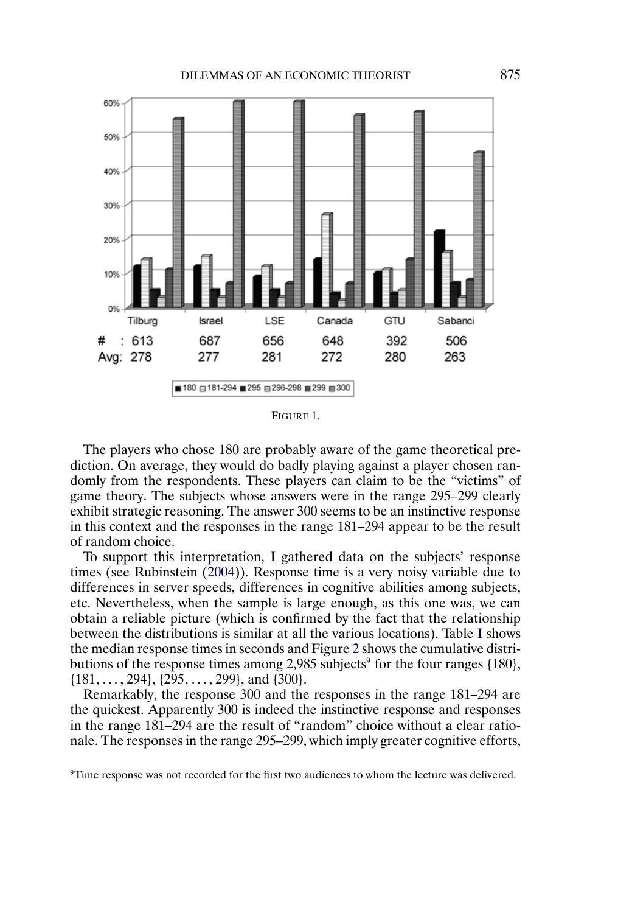| | Tilburg | Israel | LSE | Canada | GTU | Sabanci |
|---|---|---|---|---|---|---|
| # | 613 | 687 | 656 | 648 | 392 | 506 |
| Avg: | 278 | 277 | 281 | 272 | 280 | 263 |

180 | 181-294 | 295 | 296-298 | 299 | 300

FIGURE 1.

The players who chose 180 are probably aware of the game theoretical prediction. On average, they would do badly playing against a player chosen randomly from the respondents. These players can claim to be the "victims" of game theory. The subjects whose answers were in the range 295–299 clearly exhibit strategic reasoning. The answer 300 seems to be an instinctive response in this context and the responses in the range 181–294 appear to be the result of random choice.

To support this interpretation, I gathered data on the subjects' response times (see Rubinstein (2004)). Response time is a very noisy variable due to differences in server speeds, differences in cognitive abilities among subjects, etc. Nevertheless, when the sample is large enough, as this one was, we can obtain a reliable picture (which is confirmed by the fact that the relationship between the distributions is similar at all the various locations). Table I shows the median response times in seconds and Figure 2 shows the cumulative distributions of the response times among 2,985 subjects[9] for the four ranges {180}, {181, ..., 294}, {295, ..., 299}, and {300}.

Remarkably, the response 300 and the responses in the range 181–294 are the quickest. Apparently 300 is indeed the instinctive response and responses in the range 181–294 are the result of "random" choice without a clear rationale. The responses in the range 295–299, which imply greater cognitive efforts,

[9] Time response was not recorded for the first two audiences to whom the lecture was delivered.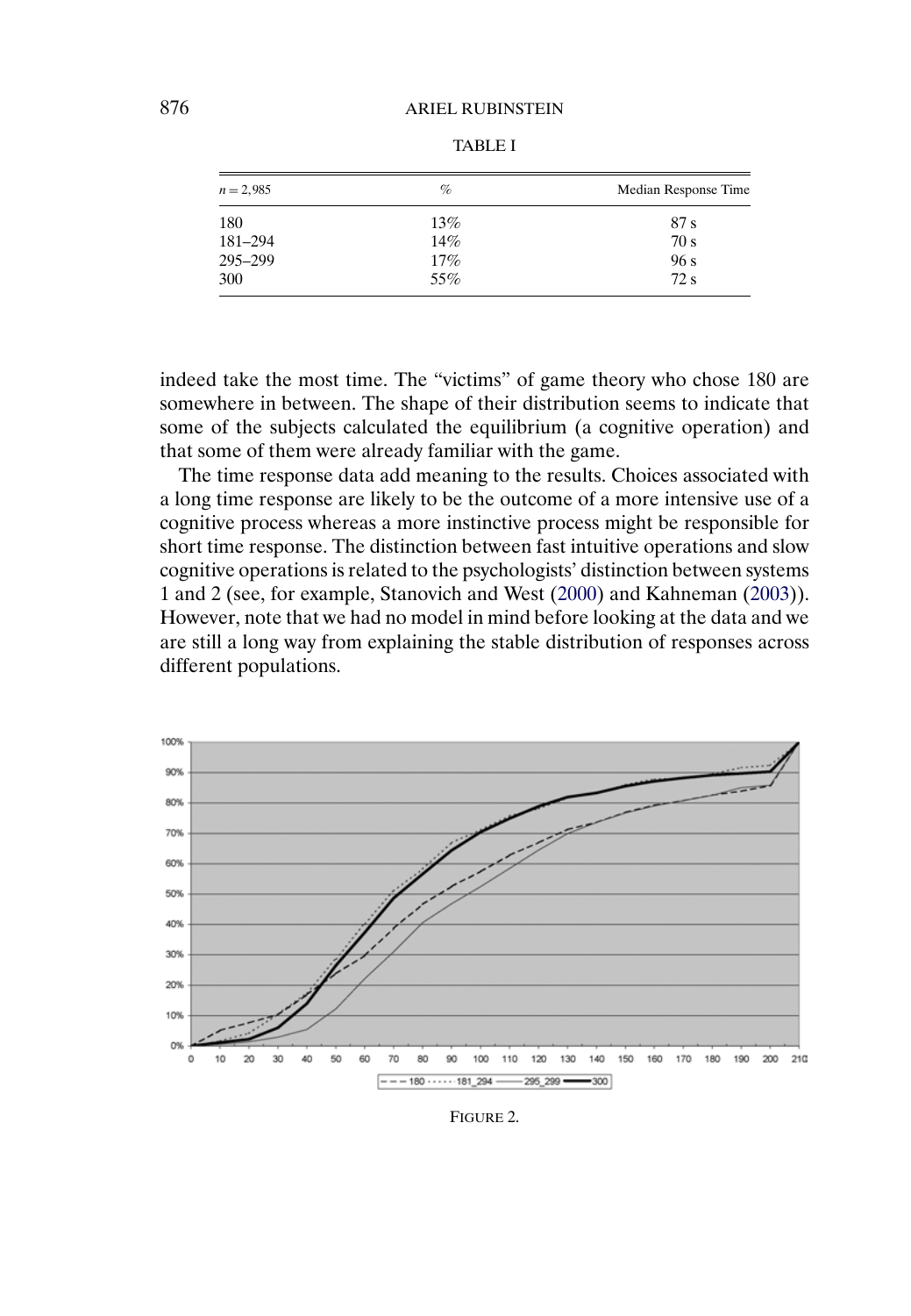TABLE I

| $n = 2{,}985$ | % | Median Response Time |
|---|---|---|
| 180 | 13% | 87 s |
| 181–294 | 14% | 70 s |
| 295–299 | 17% | 96 s |
| 300 | 55% | 72 s |

indeed take the most time. The "victims" of game theory who chose 180 are somewhere in between. The shape of their distribution seems to indicate that some of the subjects calculated the equilibrium (a cognitive operation) and that some of them were already familiar with the game.

The time response data add meaning to the results. Choices associated with a long time response are likely to be the outcome of a more intensive use of a cognitive process whereas a more instinctive process might be responsible for short time response. The distinction between fast intuitive operations and slow cognitive operations is related to the psychologists' distinction between systems 1 and 2 (see, for example, Stanovich and West (2000) and Kahneman (2003)). However, note that we had no model in mind before looking at the data and we are still a long way from explaining the stable distribution of responses across different populations.

FIGURE 2.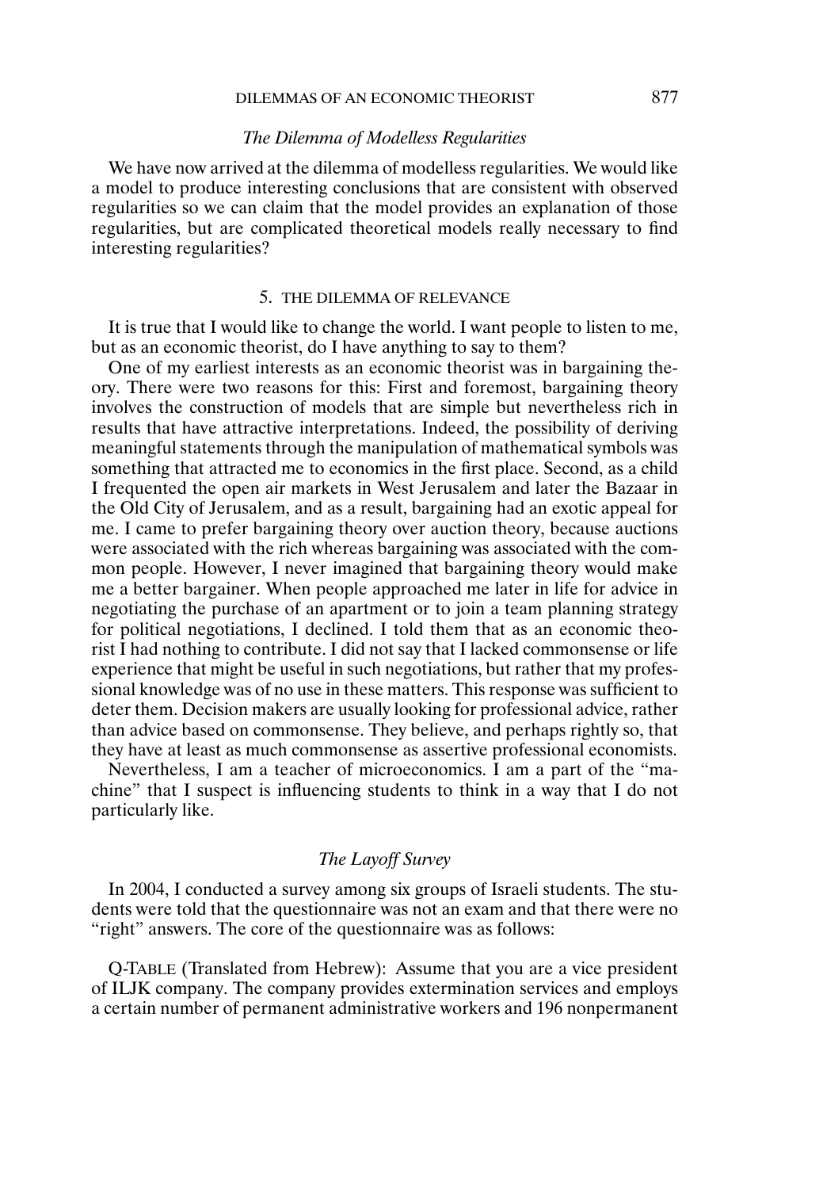### *The Dilemma of Modelless Regularities*

We have now arrived at the dilemma of modelless regularities. We would like a model to produce interesting conclusions that are consistent with observed regularities so we can claim that the model provides an explanation of those regularities, but are complicated theoretical models really necessary to find interesting regularities?

## 5. THE DILEMMA OF RELEVANCE

It is true that I would like to change the world. I want people to listen to me, but as an economic theorist, do I have anything to say to them?

One of my earliest interests as an economic theorist was in bargaining theory. There were two reasons for this: First and foremost, bargaining theory involves the construction of models that are simple but nevertheless rich in results that have attractive interpretations. Indeed, the possibility of deriving meaningful statements through the manipulation of mathematical symbols was something that attracted me to economics in the first place. Second, as a child I frequented the open air markets in West Jerusalem and later the Bazaar in the Old City of Jerusalem, and as a result, bargaining had an exotic appeal for me. I came to prefer bargaining theory over auction theory, because auctions were associated with the rich whereas bargaining was associated with the common people. However, I never imagined that bargaining theory would make me a better bargainer. When people approached me later in life for advice in negotiating the purchase of an apartment or to join a team planning strategy for political negotiations, I declined. I told them that as an economic theorist I had nothing to contribute. I did not say that I lacked commonsense or life experience that might be useful in such negotiations, but rather that my professional knowledge was of no use in these matters. This response was sufficient to deter them. Decision makers are usually looking for professional advice, rather than advice based on commonsense. They believe, and perhaps rightly so, that they have at least as much commonsense as assertive professional economists.

Nevertheless, I am a teacher of microeconomics. I am a part of the "machine" that I suspect is influencing students to think in a way that I do not particularly like.

### *The Layoff Survey*

In 2004, I conducted a survey among six groups of Israeli students. The students were told that the questionnaire was not an exam and that there were no "right" answers. The core of the questionnaire was as follows:

Q-TABLE (Translated from Hebrew): Assume that you are a vice president of ILJK company. The company provides extermination services and employs a certain number of permanent administrative workers and 196 nonpermanent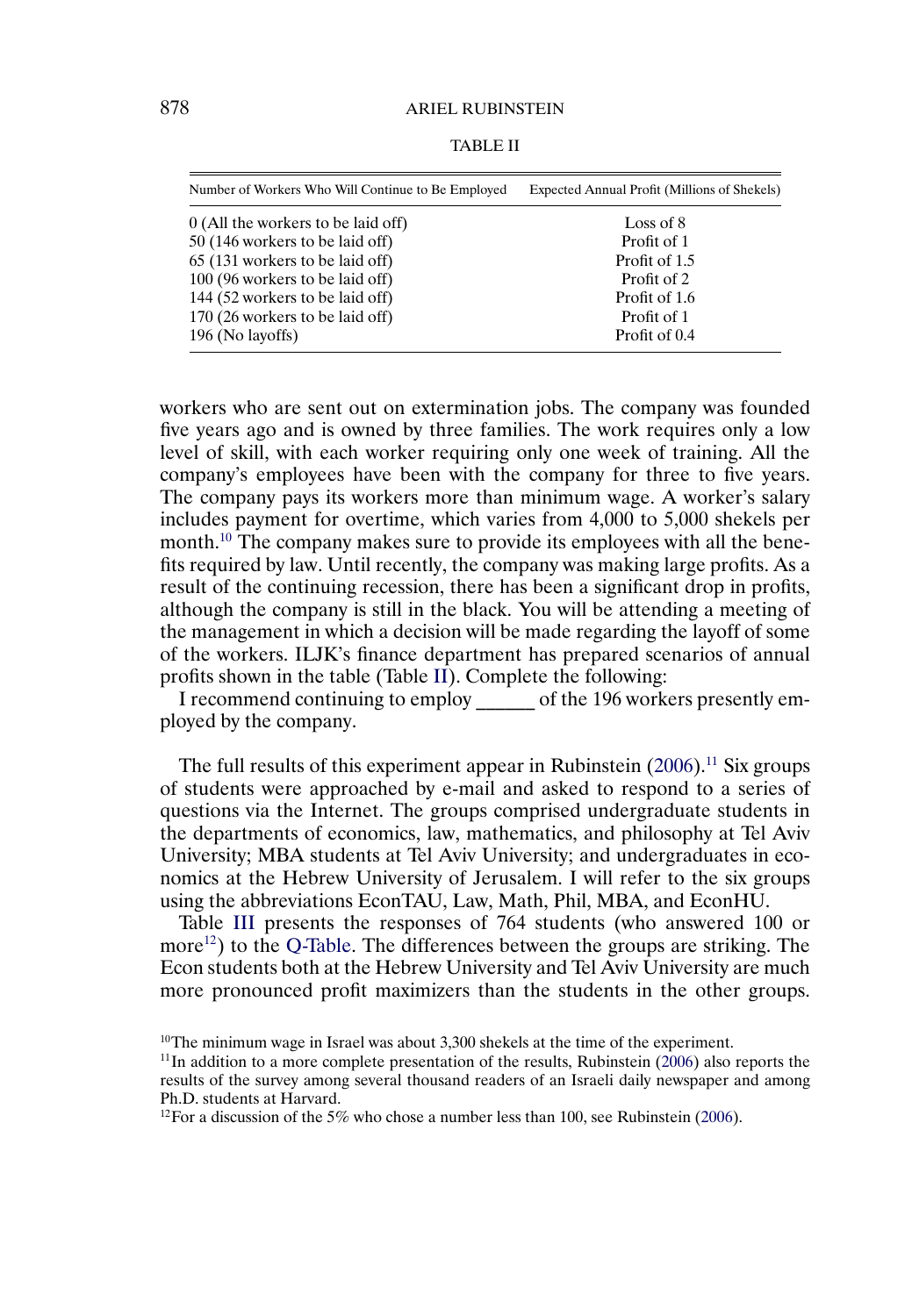TABLE II

| Number of Workers Who Will Continue to Be Employed | Expected Annual Profit (Millions of Shekels) |
|---|---|
| 0 (All the workers to be laid off) | Loss of 8 |
| 50 (146 workers to be laid off) | Profit of 1 |
| 65 (131 workers to be laid off) | Profit of 1.5 |
| 100 (96 workers to be laid off) | Profit of 2 |
| 144 (52 workers to be laid off) | Profit of 1.6 |
| 170 (26 workers to be laid off) | Profit of 1 |
| 196 (No layoffs) | Profit of 0.4 |

workers who are sent out on extermination jobs. The company was founded five years ago and is owned by three families. The work requires only a low level of skill, with each worker requiring only one week of training. All the company's employees have been with the company for three to five years. The company pays its workers more than minimum wage. A worker's salary includes payment for overtime, which varies from 4,000 to 5,000 shekels per month.[10] The company makes sure to provide its employees with all the benefits required by law. Until recently, the company was making large profits. As a result of the continuing recession, there has been a significant drop in profits, although the company is still in the black. You will be attending a meeting of the management in which a decision will be made regarding the layoff of some of the workers. ILJK's finance department has prepared scenarios of annual profits shown in the table (Table II). Complete the following:

I recommend continuing to employ ______ of the 196 workers presently employed by the company.

The full results of this experiment appear in Rubinstein (2006).[11] Six groups of students were approached by e-mail and asked to respond to a series of questions via the Internet. The groups comprised undergraduate students in the departments of economics, law, mathematics, and philosophy at Tel Aviv University; MBA students at Tel Aviv University; and undergraduates in economics at the Hebrew University of Jerusalem. I will refer to the six groups using the abbreviations EconTAU, Law, Math, Phil, MBA, and EconHU.

Table III presents the responses of 764 students (who answered 100 or more[12]) to the Q-Table. The differences between the groups are striking. The Econ students both at the Hebrew University and Tel Aviv University are much more pronounced profit maximizers than the students in the other groups.

[10] The minimum wage in Israel was about 3,300 shekels at the time of the experiment.

[11] In addition to a more complete presentation of the results, Rubinstein (2006) also reports the results of the survey among several thousand readers of an Israeli daily newspaper and among Ph.D. students at Harvard.

[12] For a discussion of the 5% who chose a number less than 100, see Rubinstein (2006).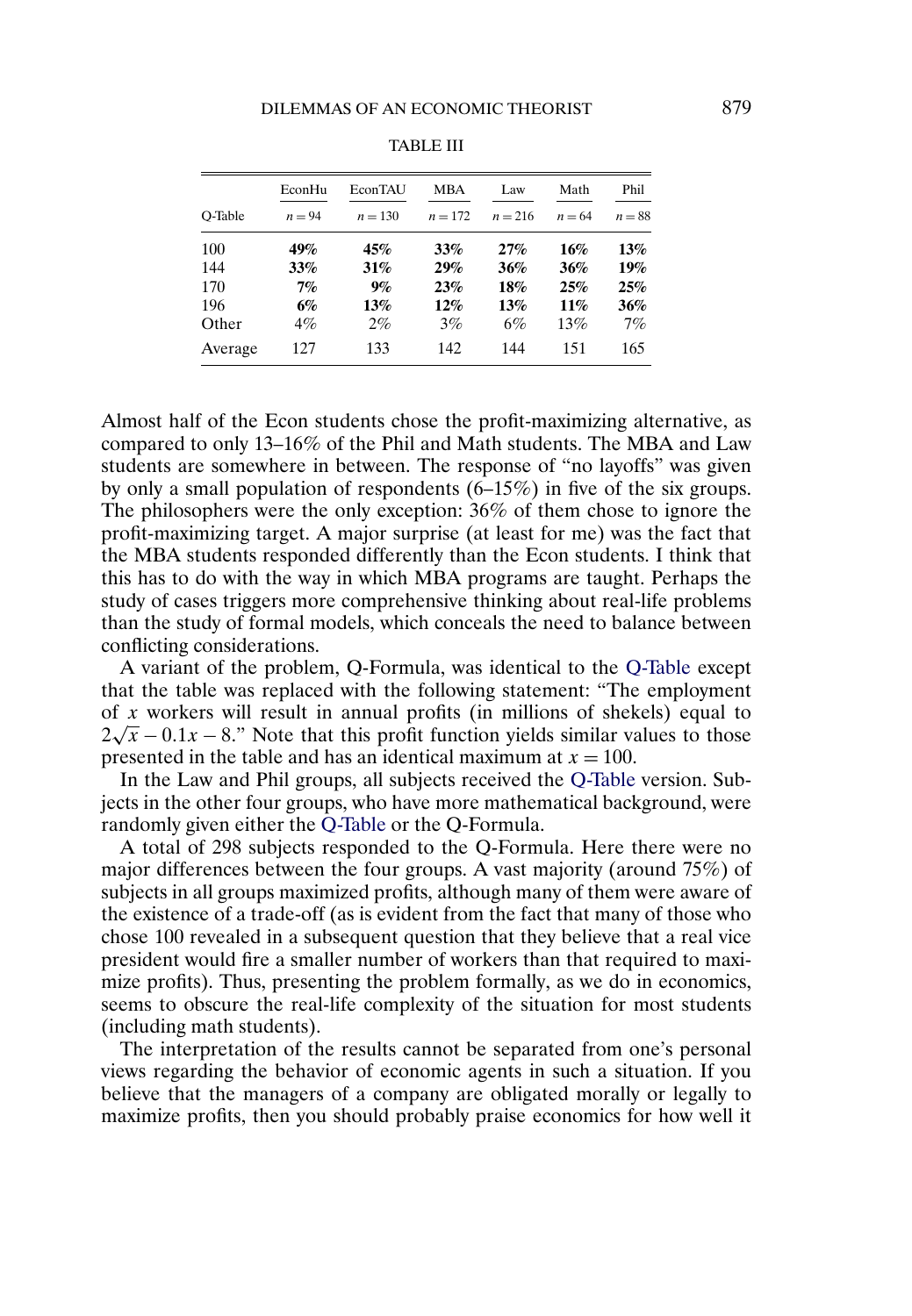TABLE III

| Q-Table | EconHu $n = 94$ | EconTAU $n = 130$ | MBA $n = 172$ | Law $n = 216$ | Math $n = 64$ | Phil $n = 88$ |
|---|---|---|---|---|---|---|
| 100 | **49%** | **45%** | **33%** | **27%** | **16%** | **13%** |
| 144 | **33%** | **31%** | **29%** | **36%** | **36%** | **19%** |
| 170 | **7%** | **9%** | **23%** | **18%** | **25%** | **25%** |
| 196 | **6%** | **13%** | **12%** | **13%** | **11%** | **36%** |
| Other | 4% | 2% | 3% | 6% | 13% | 7% |
| Average | 127 | 133 | 142 | 144 | 151 | 165 |

Almost half of the Econ students chose the profit-maximizing alternative, as compared to only 13–16% of the Phil and Math students. The MBA and Law students are somewhere in between. The response of "no layoffs" was given by only a small population of respondents (6–15%) in five of the six groups. The philosophers were the only exception: 36% of them chose to ignore the profit-maximizing target. A major surprise (at least for me) was the fact that the MBA students responded differently than the Econ students. I think that this has to do with the way in which MBA programs are taught. Perhaps the study of cases triggers more comprehensive thinking about real-life problems than the study of formal models, which conceals the need to balance between conflicting considerations.

A variant of the problem, Q-Formula, was identical to the Q-Table except that the table was replaced with the following statement: "The employment of $x$ workers will result in annual profits (in millions of shekels) equal to $2\sqrt{x} - 0.1x - 8$." Note that this profit function yields similar values to those presented in the table and has an identical maximum at $x = 100$.

In the Law and Phil groups, all subjects received the Q-Table version. Subjects in the other four groups, who have more mathematical background, were randomly given either the Q-Table or the Q-Formula.

A total of 298 subjects responded to the Q-Formula. Here there were no major differences between the four groups. A vast majority (around 75%) of subjects in all groups maximized profits, although many of them were aware of the existence of a trade-off (as is evident from the fact that many of those who chose 100 revealed in a subsequent question that they believe that a real vice president would fire a smaller number of workers than that required to maximize profits). Thus, presenting the problem formally, as we do in economics, seems to obscure the real-life complexity of the situation for most students (including math students).

The interpretation of the results cannot be separated from one's personal views regarding the behavior of economic agents in such a situation. If you believe that the managers of a company are obligated morally or legally to maximize profits, then you should probably praise economics for how well it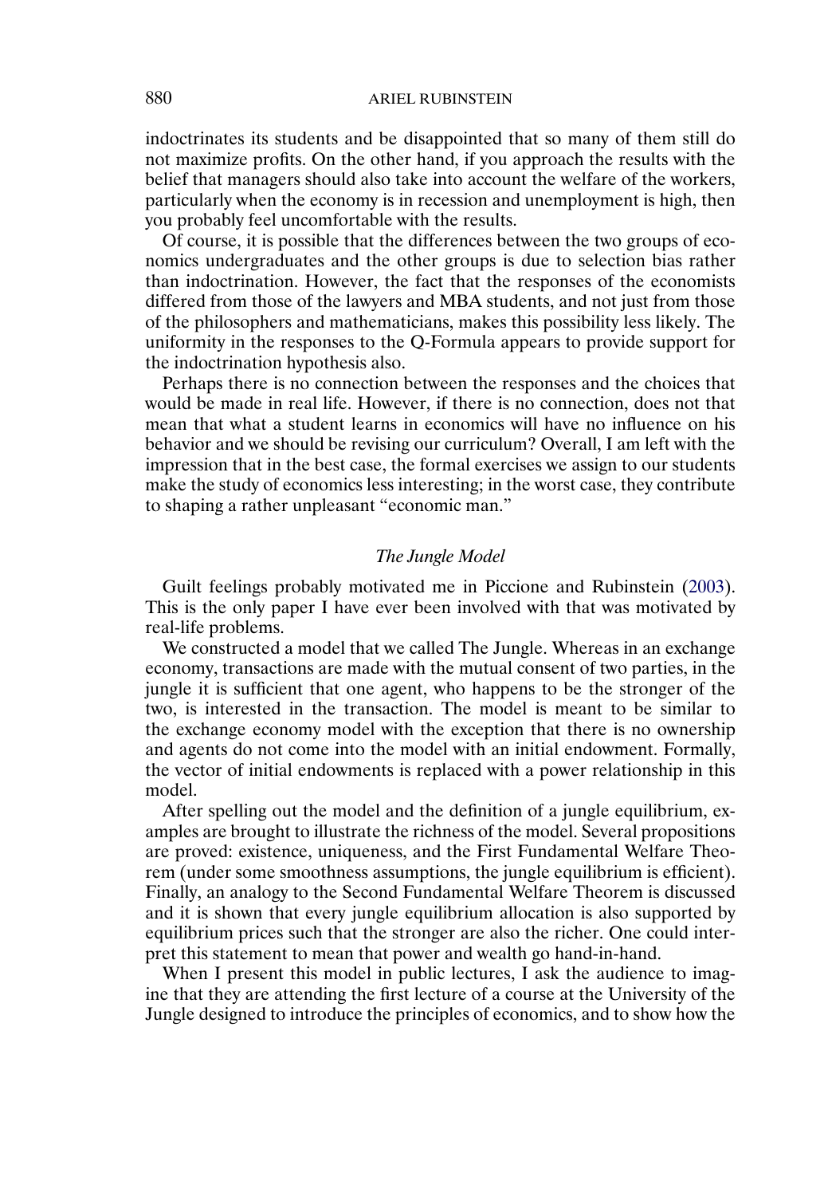indoctrinates its students and be disappointed that so many of them still do not maximize profits. On the other hand, if you approach the results with the belief that managers should also take into account the welfare of the workers, particularly when the economy is in recession and unemployment is high, then you probably feel uncomfortable with the results.

Of course, it is possible that the differences between the two groups of economics undergraduates and the other groups is due to selection bias rather than indoctrination. However, the fact that the responses of the economists differed from those of the lawyers and MBA students, and not just from those of the philosophers and mathematicians, makes this possibility less likely. The uniformity in the responses to the Q-Formula appears to provide support for the indoctrination hypothesis also.

Perhaps there is no connection between the responses and the choices that would be made in real life. However, if there is no connection, does not that mean that what a student learns in economics will have no influence on his behavior and we should be revising our curriculum? Overall, I am left with the impression that in the best case, the formal exercises we assign to our students make the study of economics less interesting; in the worst case, they contribute to shaping a rather unpleasant "economic man."

### *The Jungle Model*

Guilt feelings probably motivated me in Piccione and Rubinstein (2003). This is the only paper I have ever been involved with that was motivated by real-life problems.

We constructed a model that we called The Jungle. Whereas in an exchange economy, transactions are made with the mutual consent of two parties, in the jungle it is sufficient that one agent, who happens to be the stronger of the two, is interested in the transaction. The model is meant to be similar to the exchange economy model with the exception that there is no ownership and agents do not come into the model with an initial endowment. Formally, the vector of initial endowments is replaced with a power relationship in this model.

After spelling out the model and the definition of a jungle equilibrium, examples are brought to illustrate the richness of the model. Several propositions are proved: existence, uniqueness, and the First Fundamental Welfare Theorem (under some smoothness assumptions, the jungle equilibrium is efficient). Finally, an analogy to the Second Fundamental Welfare Theorem is discussed and it is shown that every jungle equilibrium allocation is also supported by equilibrium prices such that the stronger are also the richer. One could interpret this statement to mean that power and wealth go hand-in-hand.

When I present this model in public lectures, I ask the audience to imagine that they are attending the first lecture of a course at the University of the Jungle designed to introduce the principles of economics, and to show how the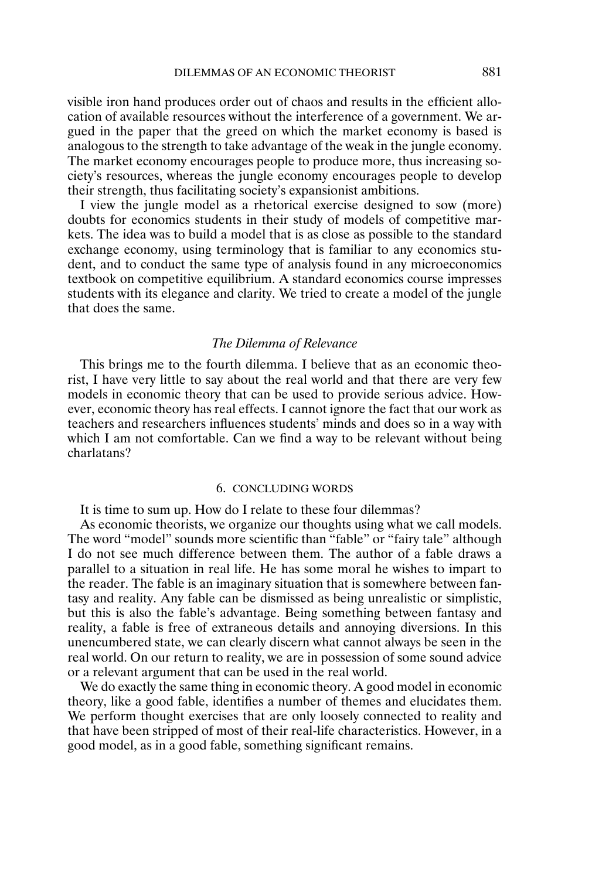visible iron hand produces order out of chaos and results in the efficient allocation of available resources without the interference of a government. We argued in the paper that the greed on which the market economy is based is analogous to the strength to take advantage of the weak in the jungle economy. The market economy encourages people to produce more, thus increasing society's resources, whereas the jungle economy encourages people to develop their strength, thus facilitating society's expansionist ambitions.

I view the jungle model as a rhetorical exercise designed to sow (more) doubts for economics students in their study of models of competitive markets. The idea was to build a model that is as close as possible to the standard exchange economy, using terminology that is familiar to any economics student, and to conduct the same type of analysis found in any microeconomics textbook on competitive equilibrium. A standard economics course impresses students with its elegance and clarity. We tried to create a model of the jungle that does the same.

### *The Dilemma of Relevance*

This brings me to the fourth dilemma. I believe that as an economic theorist, I have very little to say about the real world and that there are very few models in economic theory that can be used to provide serious advice. However, economic theory has real effects. I cannot ignore the fact that our work as teachers and researchers influences students' minds and does so in a way with which I am not comfortable. Can we find a way to be relevant without being charlatans?

## 6. CONCLUDING WORDS

It is time to sum up. How do I relate to these four dilemmas?

As economic theorists, we organize our thoughts using what we call models. The word "model" sounds more scientific than "fable" or "fairy tale" although I do not see much difference between them. The author of a fable draws a parallel to a situation in real life. He has some moral he wishes to impart to the reader. The fable is an imaginary situation that is somewhere between fantasy and reality. Any fable can be dismissed as being unrealistic or simplistic, but this is also the fable's advantage. Being something between fantasy and reality, a fable is free of extraneous details and annoying diversions. In this unencumbered state, we can clearly discern what cannot always be seen in the real world. On our return to reality, we are in possession of some sound advice or a relevant argument that can be used in the real world.

We do exactly the same thing in economic theory. A good model in economic theory, like a good fable, identifies a number of themes and elucidates them. We perform thought exercises that are only loosely connected to reality and that have been stripped of most of their real-life characteristics. However, in a good model, as in a good fable, something significant remains.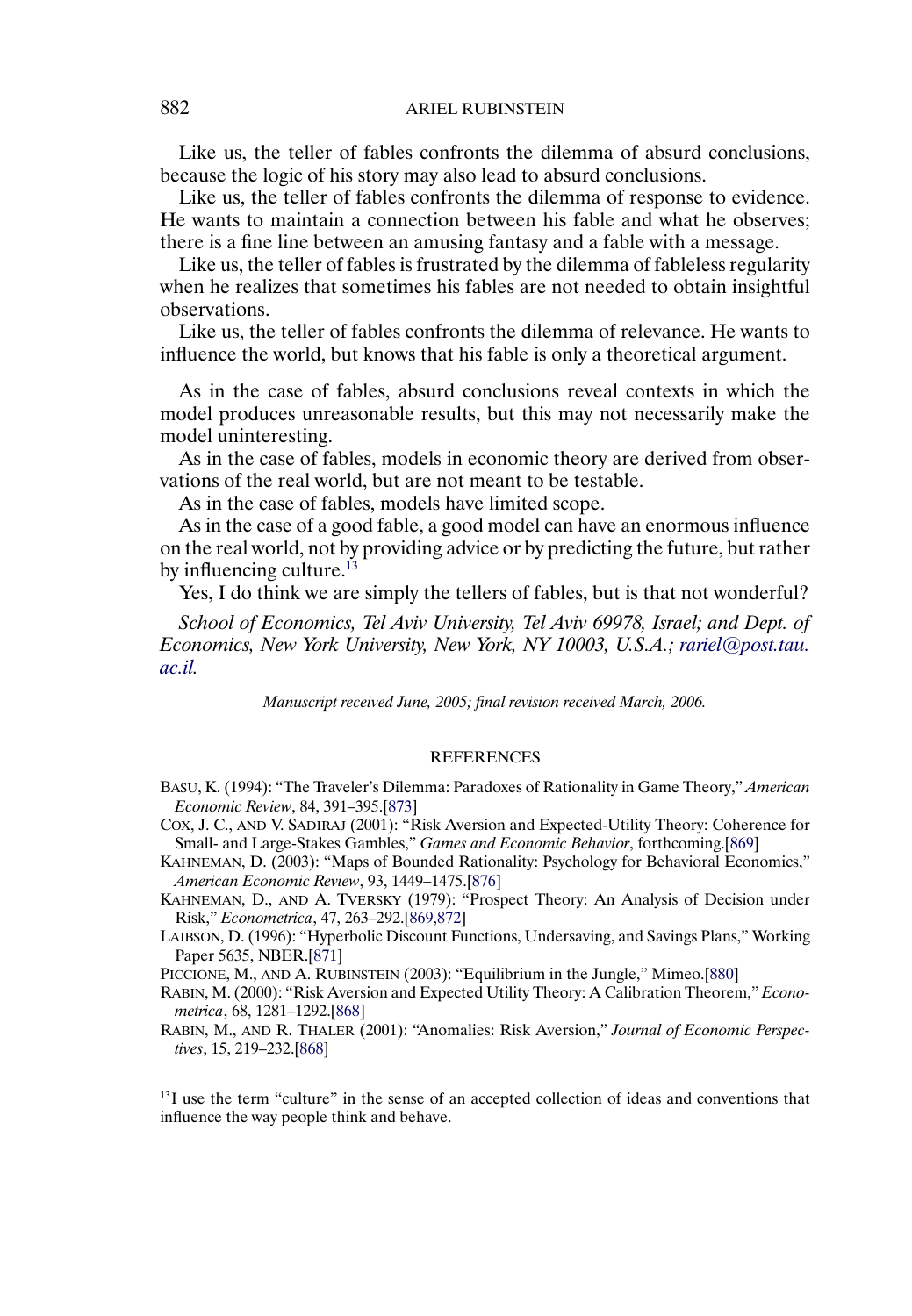Like us, the teller of fables confronts the dilemma of absurd conclusions, because the logic of his story may also lead to absurd conclusions.

Like us, the teller of fables confronts the dilemma of response to evidence. He wants to maintain a connection between his fable and what he observes; there is a fine line between an amusing fantasy and a fable with a message.

Like us, the teller of fables is frustrated by the dilemma of fableless regularity when he realizes that sometimes his fables are not needed to obtain insightful observations.

Like us, the teller of fables confronts the dilemma of relevance. He wants to influence the world, but knows that his fable is only a theoretical argument.

As in the case of fables, absurd conclusions reveal contexts in which the model produces unreasonable results, but this may not necessarily make the model uninteresting.

As in the case of fables, models in economic theory are derived from observations of the real world, but are not meant to be testable.

As in the case of fables, models have limited scope.

As in the case of a good fable, a good model can have an enormous influence on the real world, not by providing advice or by predicting the future, but rather by influencing culture.[13]

Yes, I do think we are simply the tellers of fables, but is that not wonderful?

*School of Economics, Tel Aviv University, Tel Aviv 69978, Israel; and Dept. of Economics, New York University, New York, NY 10003, U.S.A.; rariel@post.tau.ac.il.*

*Manuscript received June, 2005; final revision received March, 2006.*

## REFERENCES

BASU, K. (1994): "The Traveler's Dilemma: Paradoxes of Rationality in Game Theory," *American Economic Review*, 84, 391–395.[873]

COX, J. C., AND V. SADIRAJ (2001): "Risk Aversion and Expected-Utility Theory: Coherence for Small- and Large-Stakes Gambles," *Games and Economic Behavior*, forthcoming.[869]

KAHNEMAN, D. (2003): "Maps of Bounded Rationality: Psychology for Behavioral Economics," *American Economic Review*, 93, 1449–1475.[876]

KAHNEMAN, D., AND A. TVERSKY (1979): "Prospect Theory: An Analysis of Decision under Risk," *Econometrica*, 47, 263–292.[869,872]

LAIBSON, D. (1996): "Hyperbolic Discount Functions, Undersaving, and Savings Plans," Working Paper 5635, NBER.[871]

PICCIONE, M., AND A. RUBINSTEIN (2003): "Equilibrium in the Jungle," Mimeo.[880]

RABIN, M. (2000): "Risk Aversion and Expected Utility Theory: A Calibration Theorem," *Econometrica*, 68, 1281–1292.[868]

RABIN, M., AND R. THALER (2001): "Anomalies: Risk Aversion," *Journal of Economic Perspectives*, 15, 219–232.[868]

[13]I use the term "culture" in the sense of an accepted collection of ideas and conventions that influence the way people think and behave.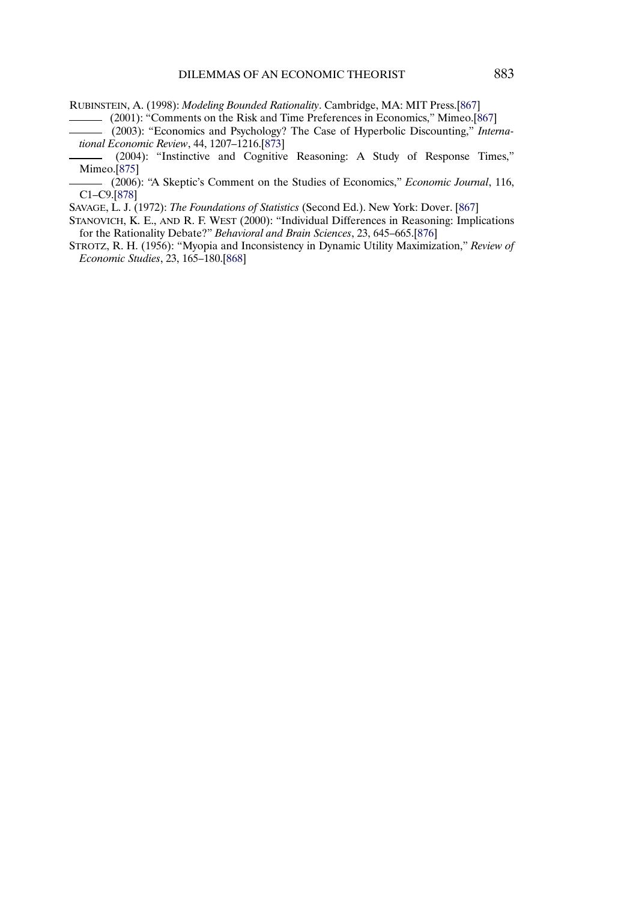RUBINSTEIN, A. (1998): *Modeling Bounded Rationality*. Cambridge, MA: MIT Press.[867]

——— (2001): "Comments on the Risk and Time Preferences in Economics," Mimeo.[867]

——— (2003): "Economics and Psychology? The Case of Hyperbolic Discounting," *International Economic Review*, 44, 1207–1216.[873]

——— (2004): "Instinctive and Cognitive Reasoning: A Study of Response Times," Mimeo.[875]

——— (2006): "A Skeptic's Comment on the Studies of Economics," *Economic Journal*, 116, C1–C9.[878]

SAVAGE, L. J. (1972): *The Foundations of Statistics* (Second Ed.). New York: Dover. [867]

STANOVICH, K. E., AND R. F. WEST (2000): "Individual Differences in Reasoning: Implications for the Rationality Debate?" *Behavioral and Brain Sciences*, 23, 645–665.[876]

STROTZ, R. H. (1956): "Myopia and Inconsistency in Dynamic Utility Maximization," *Review of Economic Studies*, 23, 165–180.[868]